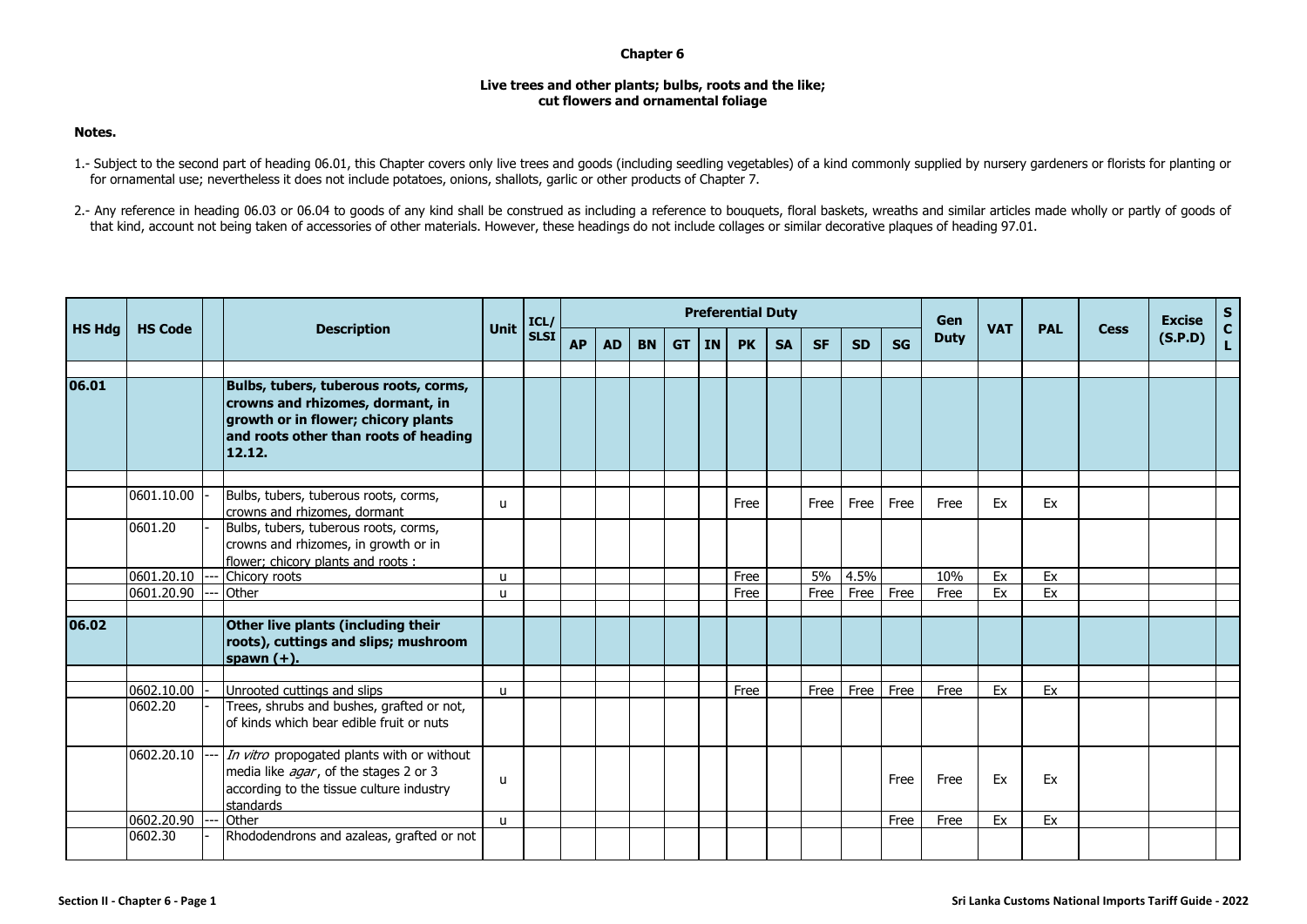# Chapter 6

## Live trees and other plants; bulbs, roots and the like; cut flowers and ornamental foliage

**Notes.**

1.- Subject to the second part of heading 06.01, this Chapter covers only live trees and goods (including seedling vegetables) of a kind commonly supplied by nursery gardeners or florists for planting or for ornamental use; nevertheless it does not include potatoes, onions, shallots, garlic or other products of Chapter 7.

2.- Any reference in heading 06.03 or 06.04 to goods of any kind shall be construed as including a reference to bouquets, floral baskets, wreaths and similar articles made wholly or partly of goods of that kind, account not being taken of accessories of other materials. However, these headings do not include collages or similar decorative plaques of heading 97.01.

| HS Hdg | HS Code | | Description | Unit | ICL/ SLSI | Preferential Duty | | | | | | | | | | Gen Duty | VAT | PAL | Cess | Excise (S.P.D) | SCL |
|---|---|---|---|---|---|---|---|---|---|---|---|---|---|---|---|---|---|---|---|---|---|
| | | | | | | AP | AD | BN | GT | IN | PK | SA | SF | SD | SG | | | | | | |
| **06.01** | | | **Bulbs, tubers, tuberous roots, corms, crowns and rhizomes, dormant, in growth or in flower; chicory plants and roots other than roots of heading 12.12.** | | | | | | | | | | | | | | | | | | |
| | 0601.10.00 | - | Bulbs, tubers, tuberous roots, corms, crowns and rhizomes, dormant | u | | | | | | | Free | | Free | Free | Free | Free | Ex | Ex | | | |
| | 0601.20 | - | Bulbs, tubers, tuberous roots, corms, crowns and rhizomes, in growth or in flower; chicory plants and roots : | | | | | | | | | | | | | | | | | | |
| | 0601.20.10 | --- | Chicory roots | u | | | | | | | Free | | 5% | 4.5% | | 10% | Ex | Ex | | | |
| | 0601.20.90 | --- | Other | u | | | | | | | Free | | Free | Free | Free | Free | Ex | Ex | | | |
| **06.02** | | | **Other live plants (including their roots), cuttings and slips; mushroom spawn (+).** | | | | | | | | | | | | | | | | | | |
| | 0602.10.00 | - | Unrooted cuttings and slips | u | | | | | | | Free | | Free | Free | Free | Free | Ex | Ex | | | |
| | 0602.20 | - | Trees, shrubs and bushes, grafted or not, of kinds which bear edible fruit or nuts | | | | | | | | | | | | | | | | | | |
| | 0602.20.10 | --- | *In vitro* propogated plants with or without media like *agar*, of the stages 2 or 3 according to the tissue culture industry standards | u | | | | | | | | | | | Free | Free | Ex | Ex | | | |
| | 0602.20.90 | --- | Other | u | | | | | | | | | | | Free | Free | Ex | Ex | | | |
| | 0602.30 | - | Rhododendrons and azaleas, grafted or not | | | | | | | | | | | | | | | | | | |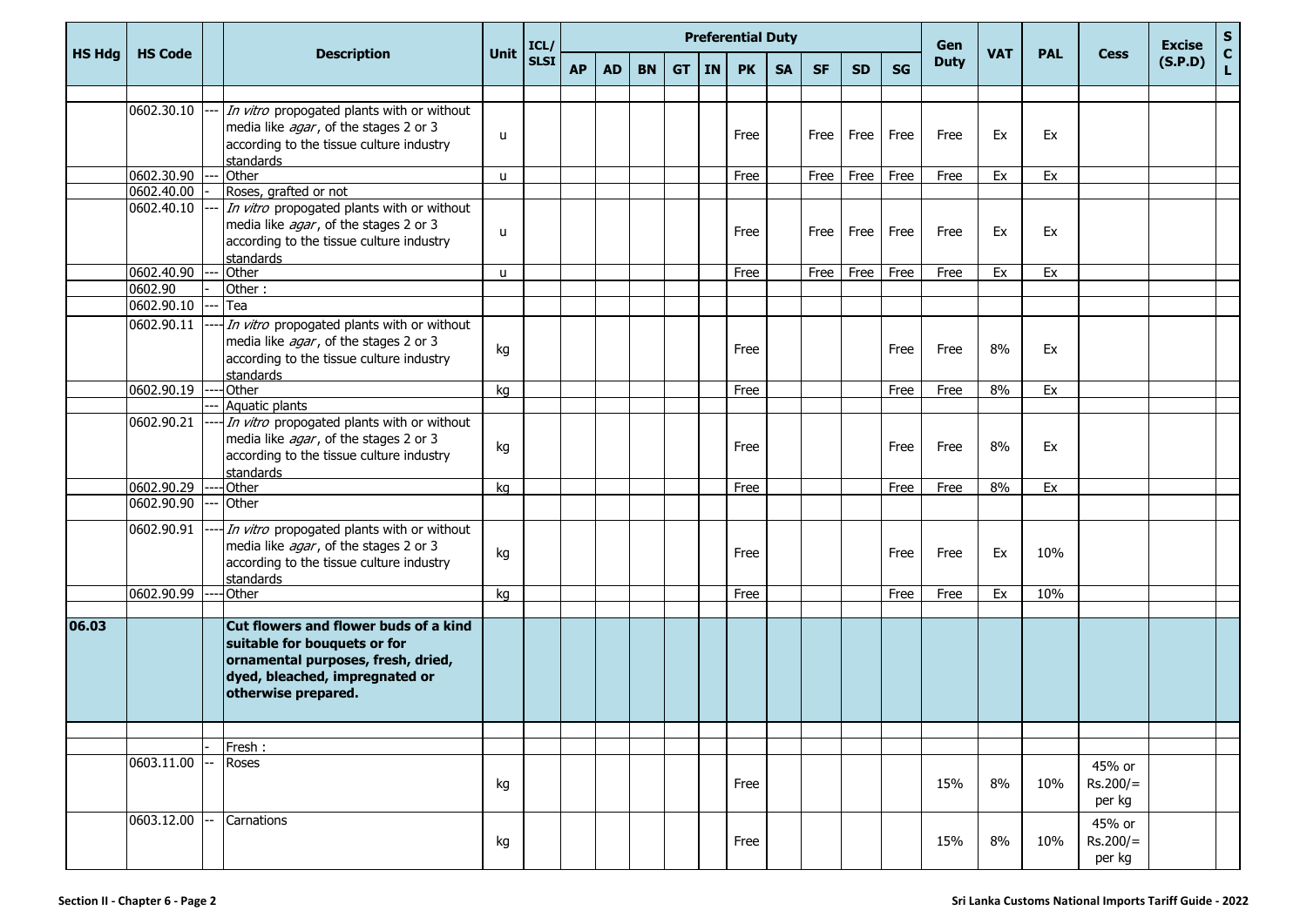| HS Hdg | HS Code | | Description | Unit | ICL/ SLSI | Preferential Duty | | | | | | | | | | Gen Duty | VAT | PAL | Cess | Excise (S.P.D) | S C L |
|---|---|---|---|---|---|---|---|---|---|---|---|---|---|---|---|---|---|---|---|---|---|
| | | | | | | AP | AD | BN | GT | IN | PK | SA | SF | SD | SG | | | | | | |
| | | | | | | | | | | | | | | | | | | | | | |
| | 0602.30.10 | --- | *In vitro* propogated plants with or without media like *agar*, of the stages 2 or 3 according to the tissue culture industry standards | u | | | | | | | Free | | Free | Free | Free | Free | Ex | Ex | | | |
| | 0602.30.90 | --- | Other | u | | | | | | | Free | | Free | Free | Free | Free | Ex | Ex | | | |
| | 0602.40.00 | - | Roses, grafted or not | | | | | | | | | | | | | | | | | | |
| | 0602.40.10 | --- | *In vitro* propogated plants with or without media like *agar*, of the stages 2 or 3 according to the tissue culture industry standards | u | | | | | | | Free | | Free | Free | Free | Free | Ex | Ex | | | |
| | 0602.40.90 | --- | Other | u | | | | | | | Free | | Free | Free | Free | Free | Ex | Ex | | | |
| | 0602.90 | - | Other : | | | | | | | | | | | | | | | | | | |
| | 0602.90.10 | --- | Tea | | | | | | | | | | | | | | | | | | |
| | 0602.90.11 | ---- | *In vitro* propogated plants with or without media like *agar*, of the stages 2 or 3 according to the tissue culture industry standards | kg | | | | | | | Free | | | | Free | Free | 8% | Ex | | | |
| | 0602.90.19 | ---- | Other | kg | | | | | | | Free | | | | Free | Free | 8% | Ex | | | |
| | | --- | Aquatic plants | | | | | | | | | | | | | | | | | | |
| | 0602.90.21 | ---- | *In vitro* propogated plants with or without media like *agar*, of the stages 2 or 3 according to the tissue culture industry standards | kg | | | | | | | Free | | | | Free | Free | 8% | Ex | | | |
| | 0602.90.29 | ---- | Other | kg | | | | | | | Free | | | | Free | Free | 8% | Ex | | | |
| | 0602.90.90 | --- | Other | | | | | | | | | | | | | | | | | | |
| | 0602.90.91 | ---- | *In vitro* propogated plants with or without media like *agar*, of the stages 2 or 3 according to the tissue culture industry standards | kg | | | | | | | Free | | | | Free | Free | Ex | 10% | | | |
| | 0602.90.99 | ---- | Other | kg | | | | | | | Free | | | | Free | Free | Ex | 10% | | | |
| | | | | | | | | | | | | | | | | | | | | | |
| **06.03** | | | **Cut flowers and flower buds of a kind suitable for bouquets or for ornamental purposes, fresh, dried, dyed, bleached, impregnated or otherwise prepared.** | | | | | | | | | | | | | | | | | | |
| | | | | | | | | | | | | | | | | | | | | | |
| | | - | Fresh : | | | | | | | | | | | | | | | | | | |
| | 0603.11.00 | -- | Roses | kg | | | | | | | Free | | | | | 15% | 8% | 10% | 45% or Rs.200/= per kg | | |
| | 0603.12.00 | -- | Carnations | kg | | | | | | | Free | | | | | 15% | 8% | 10% | 45% or Rs.200/= per kg | | |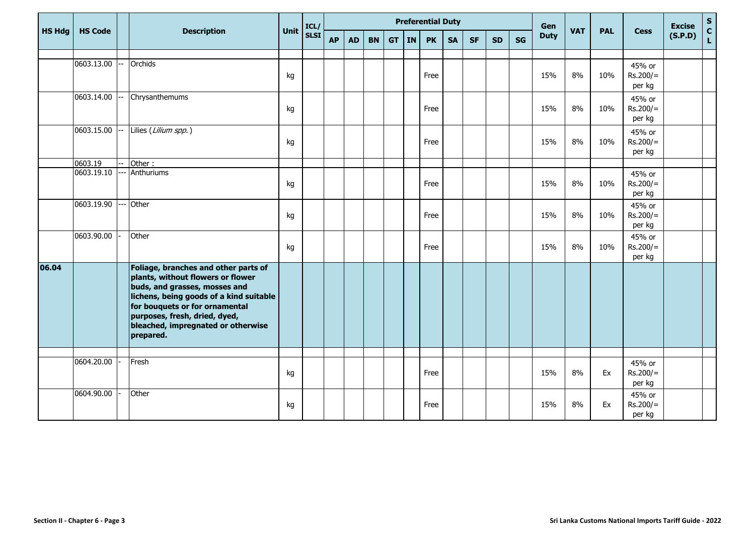| HS Hdg | HS Code | | Description | Unit | ICL/ SLSI | Preferential Duty | | | | | | | | | | Gen Duty | VAT | PAL | Cess | Excise (S.P.D) | S C L |
|---|---|---|---|---|---|---|---|---|---|---|---|---|---|---|---|---|---|---|---|---|---|
| | | | | | | AP | AD | BN | GT | IN | PK | SA | SF | SD | SG | | | | | | |
| | 0603.13.00 | -- | Orchids | kg | | | | | | | Free | | | | | 15% | 8% | 10% | 45% or Rs.200/= per kg | | |
| | 0603.14.00 | -- | Chrysanthemums | kg | | | | | | | Free | | | | | 15% | 8% | 10% | 45% or Rs.200/= per kg | | |
| | 0603.15.00 | -- | Lilies (*Lilium spp.*) | kg | | | | | | | Free | | | | | 15% | 8% | 10% | 45% or Rs.200/= per kg | | |
| | 0603.19 | -- | Other : | | | | | | | | | | | | | | | | | | |
| | 0603.19.10 | --- | Anthuriums | kg | | | | | | | Free | | | | | 15% | 8% | 10% | 45% or Rs.200/= per kg | | |
| | 0603.19.90 | --- | Other | kg | | | | | | | Free | | | | | 15% | 8% | 10% | 45% or Rs.200/= per kg | | |
| | 0603.90.00 | - | Other | kg | | | | | | | Free | | | | | 15% | 8% | 10% | 45% or Rs.200/= per kg | | |
| **06.04** | | | **Foliage, branches and other parts of plants, without flowers or flower buds, and grasses, mosses and lichens, being goods of a kind suitable for bouquets or for ornamental purposes, fresh, dried, dyed, bleached, impregnated or otherwise prepared.** | | | | | | | | | | | | | | | | | | |
| | 0604.20.00 | - | Fresh | kg | | | | | | | Free | | | | | 15% | 8% | Ex | 45% or Rs.200/= per kg | | |
| | 0604.90.00 | - | Other | kg | | | | | | | Free | | | | | 15% | 8% | Ex | 45% or Rs.200/= per kg | | |